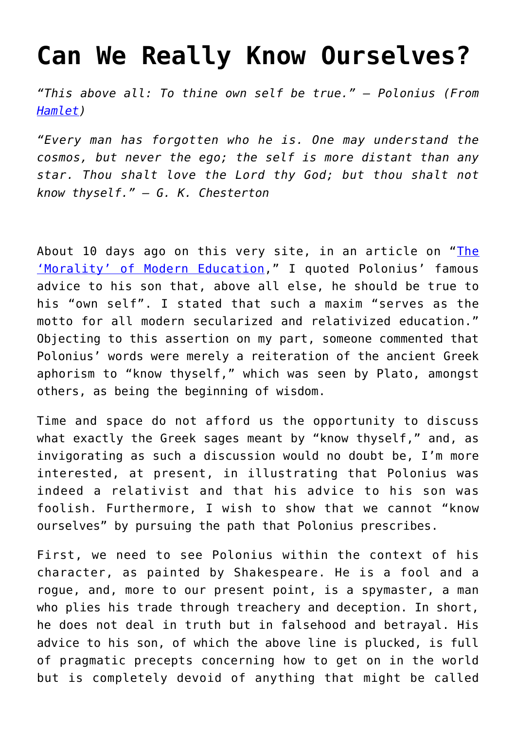# Can We Really Know Ourselves?

*"This above all: To thine own self be true." – Polonius (From Hamlet)*

*"Every man has forgotten who he is. One may understand the cosmos, but never the ego; the self is more distant than any star. Thou shalt love the Lord thy God; but thou shalt not know thyself." – G. K. Chesterton*

About 10 days ago on this very site, in an article on "The 'Morality' of Modern Education," I quoted Polonius' famous advice to his son that, above all else, he should be true to his "own self". I stated that such a maxim "serves as the motto for all modern secularized and relativized education." Objecting to this assertion on my part, someone commented that Polonius' words were merely a reiteration of the ancient Greek aphorism to "know thyself," which was seen by Plato, amongst others, as being the beginning of wisdom.

Time and space do not afford us the opportunity to discuss what exactly the Greek sages meant by "know thyself," and, as invigorating as such a discussion would no doubt be, I'm more interested, at present, in illustrating that Polonius was indeed a relativist and that his advice to his son was foolish. Furthermore, I wish to show that we cannot "know ourselves" by pursuing the path that Polonius prescribes.

First, we need to see Polonius within the context of his character, as painted by Shakespeare. He is a fool and a rogue, and, more to our present point, is a spymaster, a man who plies his trade through treachery and deception. In short, he does not deal in truth but in falsehood and betrayal. His advice to his son, of which the above line is plucked, is full of pragmatic precepts concerning how to get on in the world but is completely devoid of anything that might be called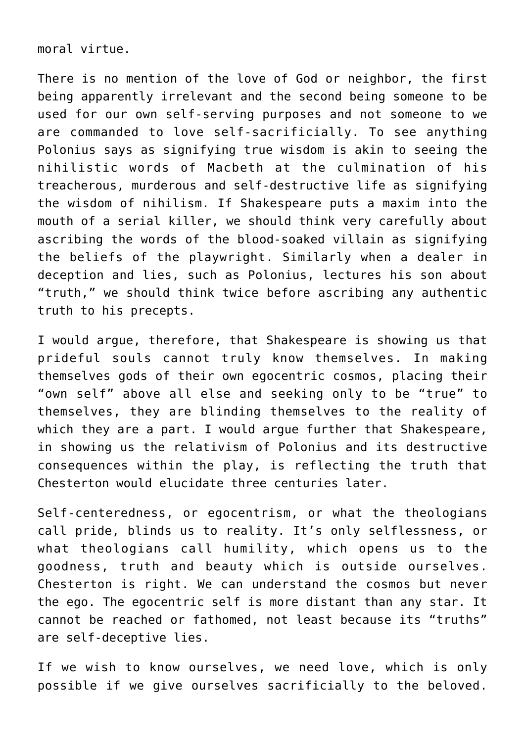moral virtue.

There is no mention of the love of God or neighbor, the first being apparently irrelevant and the second being someone to be used for our own self-serving purposes and not someone to we are commanded to love self-sacrificially. To see anything Polonius says as signifying true wisdom is akin to seeing the nihilistic words of Macbeth at the culmination of his treacherous, murderous and self-destructive life as signifying the wisdom of nihilism. If Shakespeare puts a maxim into the mouth of a serial killer, we should think very carefully about ascribing the words of the blood-soaked villain as signifying the beliefs of the playwright. Similarly when a dealer in deception and lies, such as Polonius, lectures his son about "truth," we should think twice before ascribing any authentic truth to his precepts.

I would argue, therefore, that Shakespeare is showing us that prideful souls cannot truly know themselves. In making themselves gods of their own egocentric cosmos, placing their "own self" above all else and seeking only to be "true" to themselves, they are blinding themselves to the reality of which they are a part. I would argue further that Shakespeare, in showing us the relativism of Polonius and its destructive consequences within the play, is reflecting the truth that Chesterton would elucidate three centuries later.

Self-centeredness, or egocentrism, or what the theologians call pride, blinds us to reality. It's only selflessness, or what theologians call humility, which opens us to the goodness, truth and beauty which is outside ourselves. Chesterton is right. We can understand the cosmos but never the ego. The egocentric self is more distant than any star. It cannot be reached or fathomed, not least because its "truths" are self-deceptive lies.

If we wish to know ourselves, we need love, which is only possible if we give ourselves sacrificially to the beloved.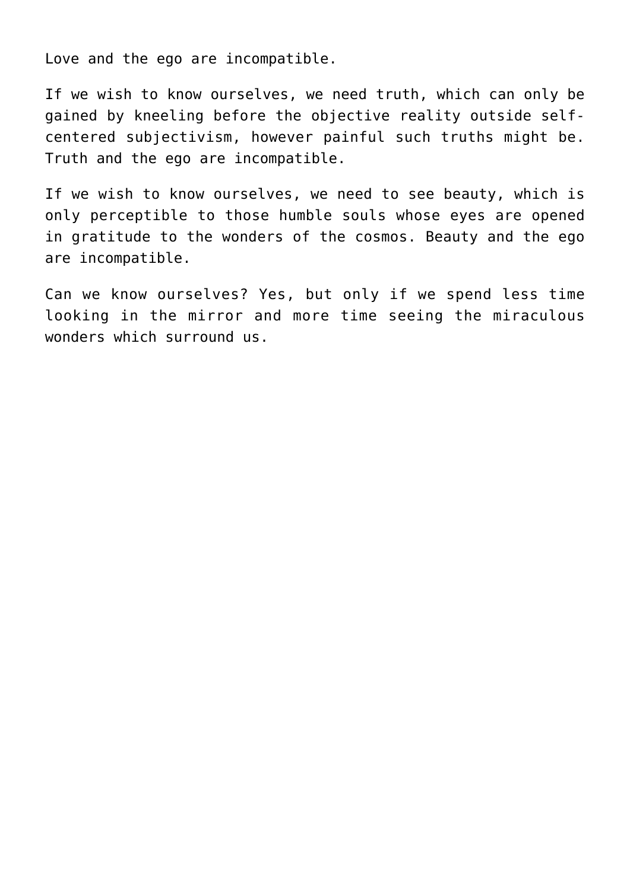Love and the ego are incompatible.

If we wish to know ourselves, we need truth, which can only be gained by kneeling before the objective reality outside self-centered subjectivism, however painful such truths might be. Truth and the ego are incompatible.

If we wish to know ourselves, we need to see beauty, which is only perceptible to those humble souls whose eyes are opened in gratitude to the wonders of the cosmos. Beauty and the ego are incompatible.

Can we know ourselves? Yes, but only if we spend less time looking in the mirror and more time seeing the miraculous wonders which surround us.